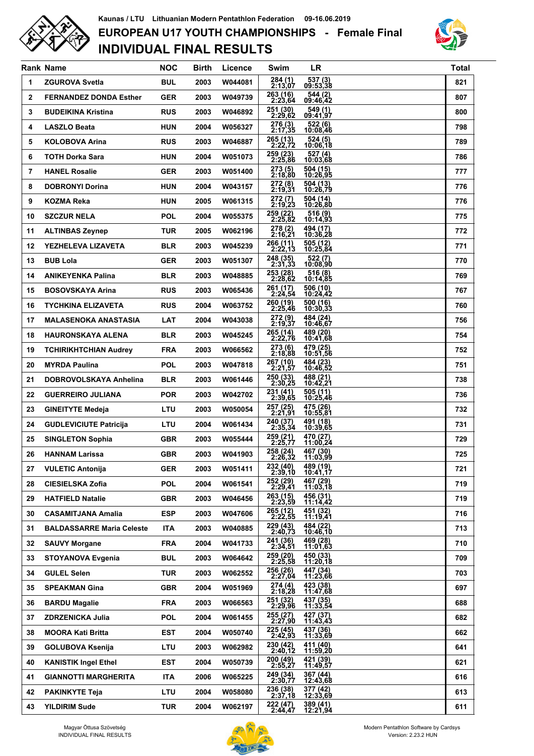Kaunas / LTU   Lithuanian Modern Pentathlon Federation   09-16.06.2019

# EUROPEAN U17 YOUTH CHAMPIONSHIPS - Female Final

## INDIVIDUAL FINAL RESULTS

| Rank | Name | NOC | Birth | Licence | Swim | LR | Total |
|---|---|---|---|---|---|---|---|
| 1 | ZGUROVA Svetla | BUL | 2003 | W044081 | 284 (1) 2:13,07 | 537 (3) 09:53,38 | 821 |
| 2 | FERNANDEZ DONDA Esther | GER | 2003 | W049739 | 263 (16) 2:23,64 | 544 (2) 09:46,42 | 807 |
| 3 | BUDEIKINA Kristina | RUS | 2003 | W046892 | 251 (30) 2:29,62 | 549 (1) 09:41,97 | 800 |
| 4 | LASZLO Beata | HUN | 2004 | W056327 | 276 (3) 2:17,35 | 522 (6) 10:08,46 | 798 |
| 5 | KOLOBOVA Arina | RUS | 2003 | W046887 | 265 (13) 2:22,72 | 524 (5) 10:06,18 | 789 |
| 6 | TOTH Dorka Sara | HUN | 2004 | W051073 | 259 (23) 2:25,86 | 527 (4) 10:03,68 | 786 |
| 7 | HANEL Rosalie | GER | 2003 | W051400 | 273 (5) 2:18,80 | 504 (15) 10:26,95 | 777 |
| 8 | DOBRONYI Dorina | HUN | 2004 | W043157 | 272 (8) 2:19,31 | 504 (13) 10:26,79 | 776 |
| 9 | KOZMA Reka | HUN | 2005 | W061315 | 272 (7) 2:19,23 | 504 (14) 10:26,80 | 776 |
| 10 | SZCZUR NELA | POL | 2004 | W055375 | 259 (22) 2:25,82 | 516 (9) 10:14,93 | 775 |
| 11 | ALTINBAS Zeynep | TUR | 2005 | W062196 | 278 (2) 2:16,21 | 494 (17) 10:36,28 | 772 |
| 12 | YEZHELEVA LIZAVETA | BLR | 2003 | W045239 | 266 (11) 2:22,13 | 505 (12) 10:25,84 | 771 |
| 13 | BUB Lola | GER | 2003 | W051307 | 248 (35) 2:31,33 | 522 (7) 10:08,90 | 770 |
| 14 | ANIKEYENKA Palina | BLR | 2003 | W048885 | 253 (28) 2:28,62 | 516 (8) 10:14,85 | 769 |
| 15 | BOSOVSKAYA Arina | RUS | 2003 | W065436 | 261 (17) 2:24,54 | 506 (10) 10:24,42 | 767 |
| 16 | TYCHKINA ELIZAVETA | RUS | 2004 | W063752 | 260 (19) 2:25,46 | 500 (16) 10:30,33 | 760 |
| 17 | MALASENOKA ANASTASIA | LAT | 2004 | W043038 | 272 (9) 2:19,37 | 484 (24) 10:46,67 | 756 |
| 18 | HAURONSKAYA ALENA | BLR | 2003 | W045245 | 265 (14) 2:22,76 | 489 (20) 10:41,68 | 754 |
| 19 | TCHIRIKHTCHIAN Audrey | FRA | 2003 | W066562 | 273 (6) 2:18,88 | 479 (25) 10:51,56 | 752 |
| 20 | MYRDA Paulina | POL | 2003 | W047818 | 267 (10) 2:21,57 | 484 (23) 10:46,52 | 751 |
| 21 | DOBROVOLSKAYA Anhelina | BLR | 2003 | W061446 | 250 (33) 2:30,25 | 488 (21) 10:42,21 | 738 |
| 22 | GUERREIRO JULIANA | POR | 2003 | W042702 | 231 (41) 2:39,65 | 505 (11) 10:25,46 | 736 |
| 23 | GINEITYTE Medeja | LTU | 2003 | W050054 | 257 (25) 2:21,91 | 475 (26) 10:55,81 | 732 |
| 24 | GUDLEVICIUTE Patricija | LTU | 2004 | W061434 | 240 (37) 2:35,34 | 491 (18) 10:39,65 | 731 |
| 25 | SINGLETON Sophia | GBR | 2003 | W055444 | 259 (21) 2:25,77 | 470 (27) 11:00,24 | 729 |
| 26 | HANNAM Larissa | GBR | 2003 | W041903 | 258 (24) 2:26,32 | 467 (30) 11:03,99 | 725 |
| 27 | VULETIC Antonija | GER | 2003 | W051411 | 232 (40) 2:39,10 | 489 (19) 10:41,17 | 721 |
| 28 | CIESIELSKA Zofia | POL | 2004 | W061541 | 252 (29) 2:29,41 | 467 (29) 11:03,18 | 719 |
| 29 | HATFIELD Natalie | GBR | 2003 | W046456 | 263 (15) 2:23,59 | 456 (31) 11:14,42 | 719 |
| 30 | CASAMITJANA Amalia | ESP | 2003 | W047606 | 265 (12) 2:22,55 | 451 (32) 11:19,41 | 716 |
| 31 | BALDASSARRE Maria Celeste | ITA | 2003 | W040885 | 229 (43) 2:40,73 | 484 (22) 10:46,10 | 713 |
| 32 | SAUVY Morgane | FRA | 2004 | W041733 | 241 (36) 2:34,51 | 469 (28) 11:01,63 | 710 |
| 33 | STOYANOVA Evgenia | BUL | 2003 | W064642 | 259 (20) 2:25,58 | 450 (33) 11:20,18 | 709 |
| 34 | GULEL Selen | TUR | 2003 | W062552 | 256 (26) 2:27,04 | 447 (34) 11:23,66 | 703 |
| 35 | SPEAKMAN Gina | GBR | 2004 | W051969 | 274 (4) 2:18,28 | 423 (38) 11:47,68 | 697 |
| 36 | BARDU Magalie | FRA | 2003 | W066563 | 251 (32) 2:29,96 | 437 (35) 11:33,54 | 688 |
| 37 | ZDRZENICKA Julia | POL | 2004 | W061455 | 255 (27) 2:27,90 | 427 (37) 11:43,43 | 682 |
| 38 | MOORA Kati Britta | EST | 2004 | W050740 | 225 (45) 2:42,93 | 437 (36) 11:33,69 | 662 |
| 39 | GOLUBOVA Ksenija | LTU | 2003 | W062982 | 230 (42) 2:40,12 | 411 (40) 11:59,20 | 641 |
| 40 | KANISTIK Ingel Ethel | EST | 2004 | W050739 | 200 (49) 2:55,27 | 421 (39) 11:49,57 | 621 |
| 41 | GIANNOTTI MARGHERITA | ITA | 2006 | W065225 | 249 (34) 2:30,77 | 367 (44) 12:43,68 | 616 |
| 42 | PAKINKYTE Teja | LTU | 2004 | W058080 | 236 (38) 2:37,18 | 377 (42) 12:33,69 | 613 |
| 43 | YILDIRIM Sude | TUR | 2004 | W062197 | 222 (47) 2:44,47 | 389 (41) 12:21,94 | 611 |

Magyar Öttusa Szövetség
INDIVIDUAL FINAL RESULTS

Modern Pentathlon Software by Cardsys
Version: 2.23.2 HUN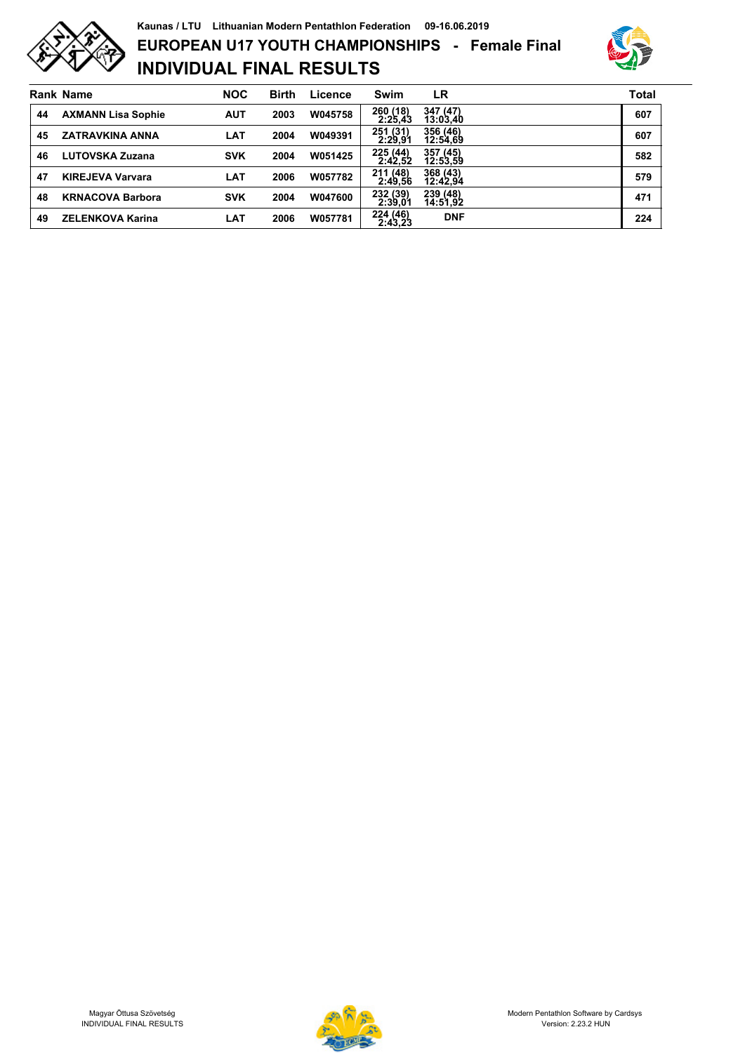Kaunas / LTU Lithuanian Modern Pentathlon Federation 09-16.06.2019

# EUROPEAN U17 YOUTH CHAMPIONSHIPS - Female Final

## INDIVIDUAL FINAL RESULTS

| Rank | Name | NOC | Birth | Licence | Swim | LR | Total |
|---|---|---|---|---|---|---|---|
| 44 | AXMANN Lisa Sophie | AUT | 2003 | W045758 | 260 (18) 2:25,43 | 347 (47) 13:03,40 | 607 |
| 45 | ZATRAVKINA ANNA | LAT | 2004 | W049391 | 251 (31) 2:29,91 | 356 (46) 12:54,69 | 607 |
| 46 | LUTOVSKA Zuzana | SVK | 2004 | W051425 | 225 (44) 2:42,52 | 357 (45) 12:53,59 | 582 |
| 47 | KIREJEVA Varvara | LAT | 2006 | W057782 | 211 (48) 2:49,56 | 368 (43) 12:42,94 | 579 |
| 48 | KRNACOVA Barbora | SVK | 2004 | W047600 | 232 (39) 2:39,01 | 239 (48) 14:51,92 | 471 |
| 49 | ZELENKOVA Karina | LAT | 2006 | W057781 | 224 (46) 2:43,23 | DNF | 224 |

Magyar Öttusa Szövetség
INDIVIDUAL FINAL RESULTS

Modern Pentathlon Software by Cardsys
Version: 2.23.2 HUN